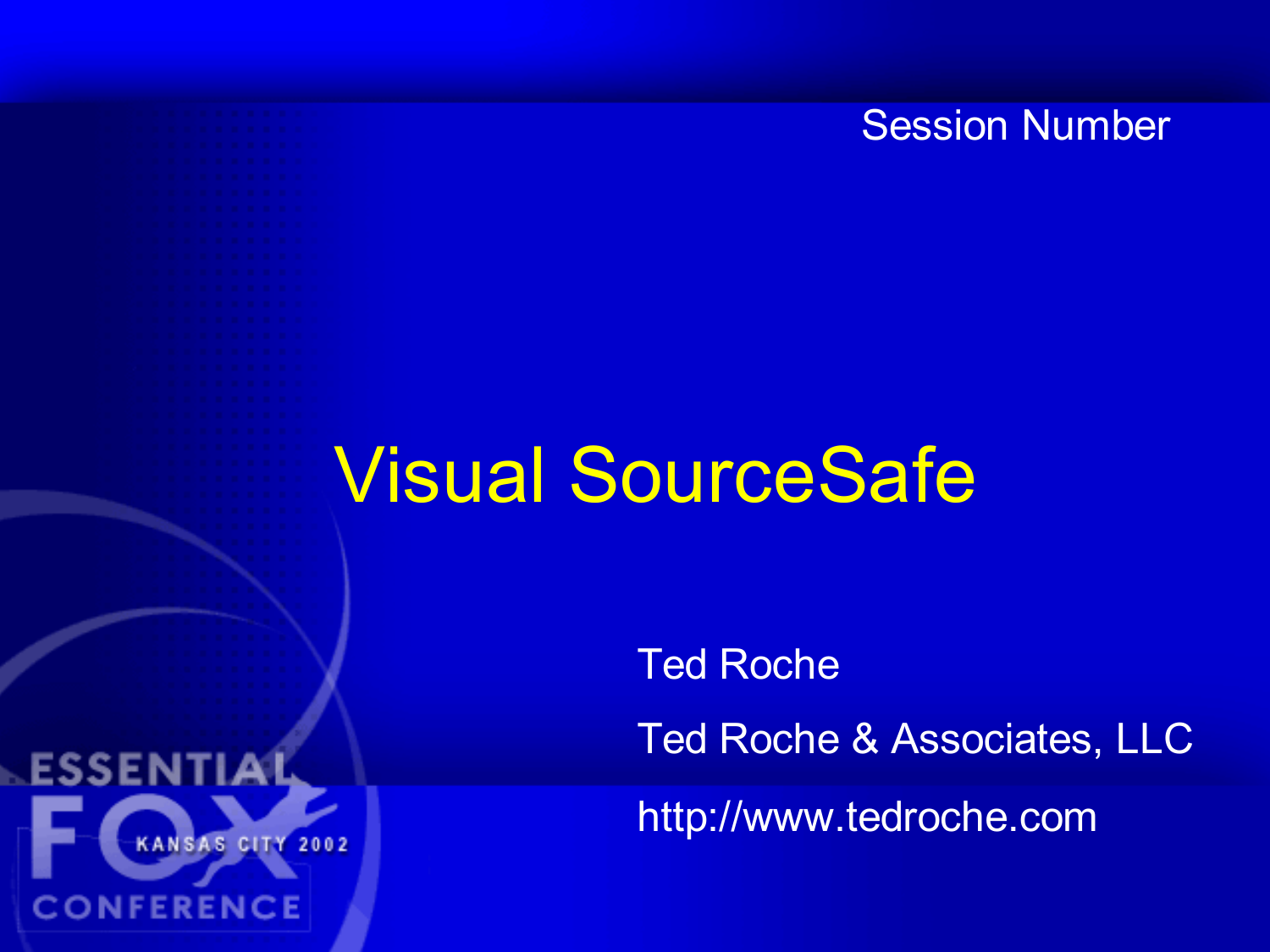Session Number

# Visual SourceSafe

Ted Roche

Ted Roche & Associates, LLC

http://www.tedroche.com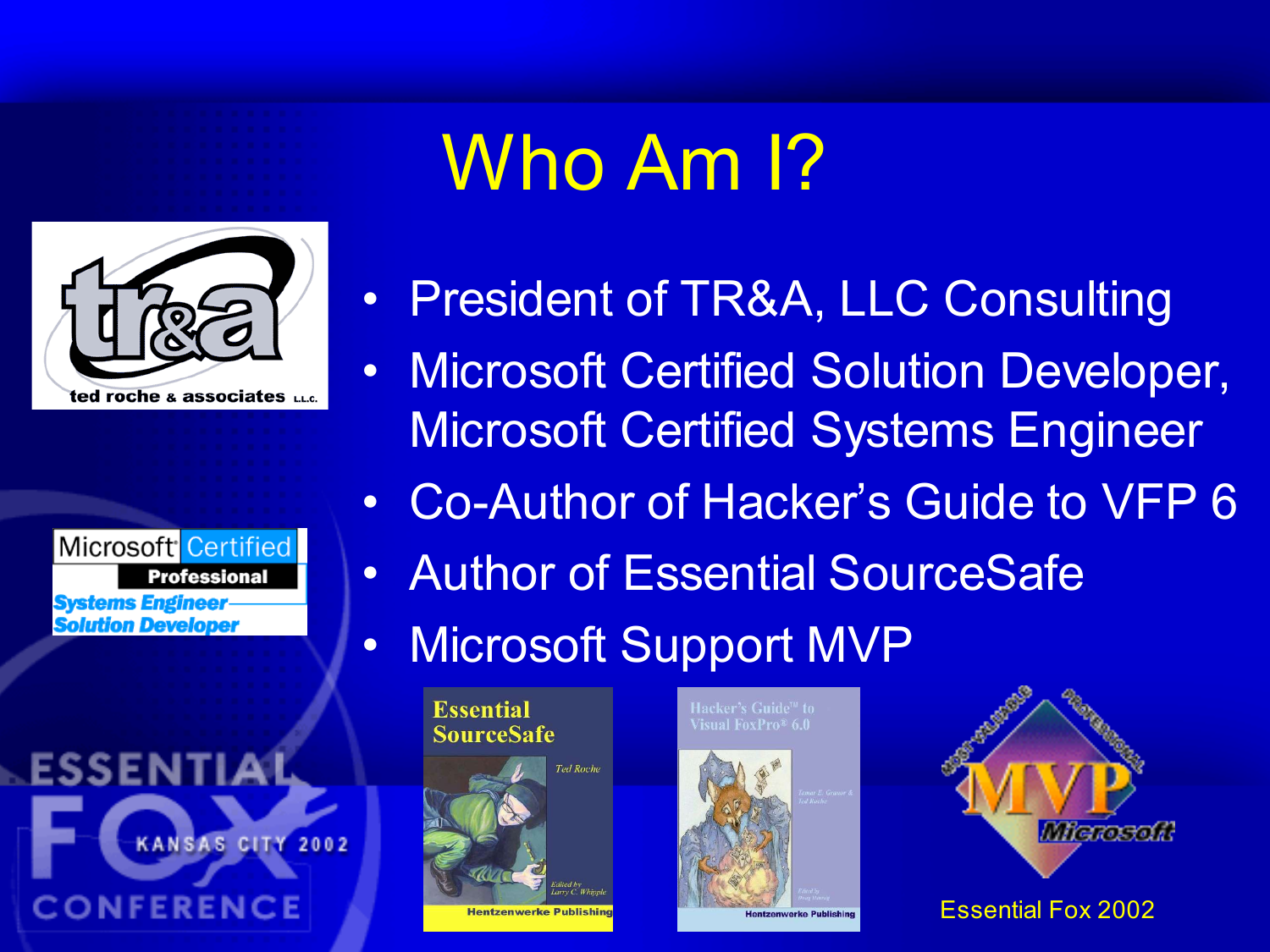# Who Am I?

- President of TR&A, LLC Consulting
- Microsoft Certified Solution Developer, Microsoft Certified Systems Engineer
- Co-Author of Hacker's Guide to VFP 6
- Author of Essential SourceSafe
- Microsoft Support MVP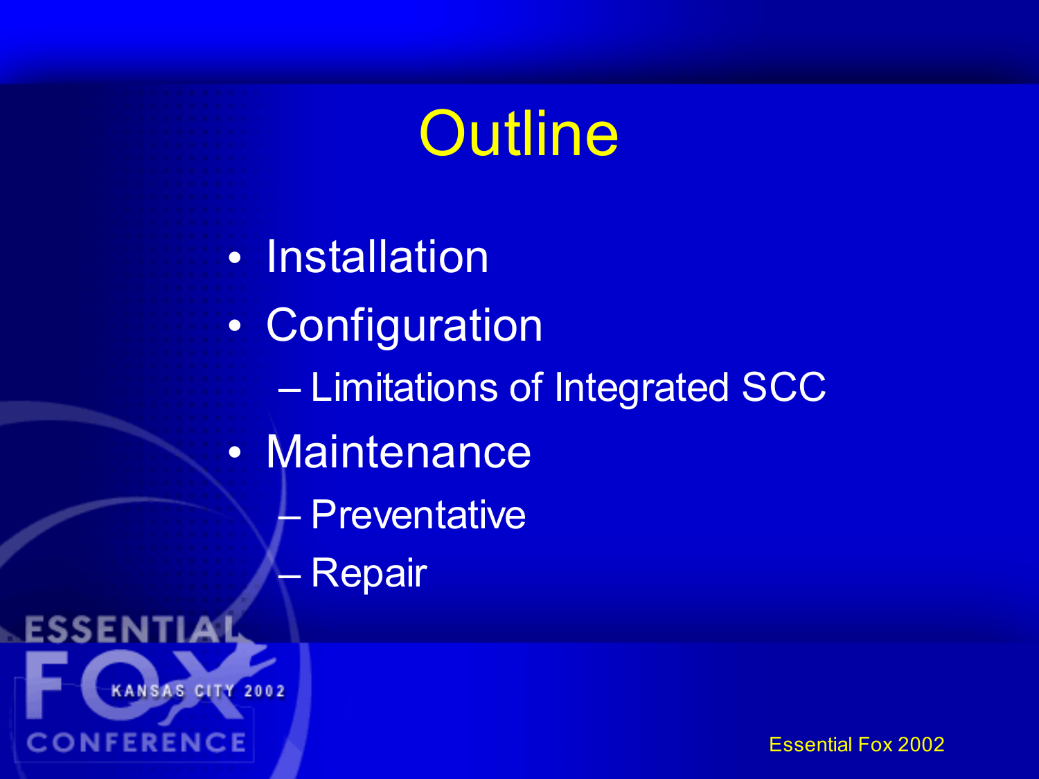# Outline

- Installation
- Configuration
  - Limitations of Integrated SCC
- Maintenance
  - Preventative
  - Repair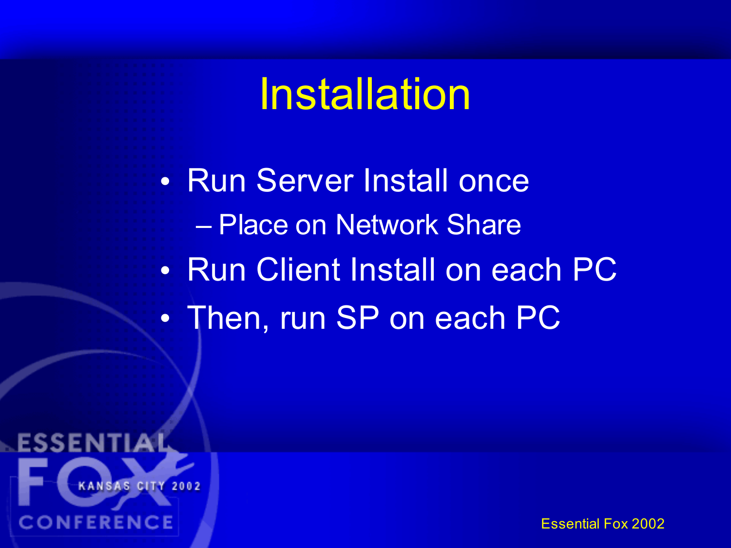# Installation

- Run Server Install once
  - Place on Network Share
- Run Client Install on each PC
- Then, run SP on each PC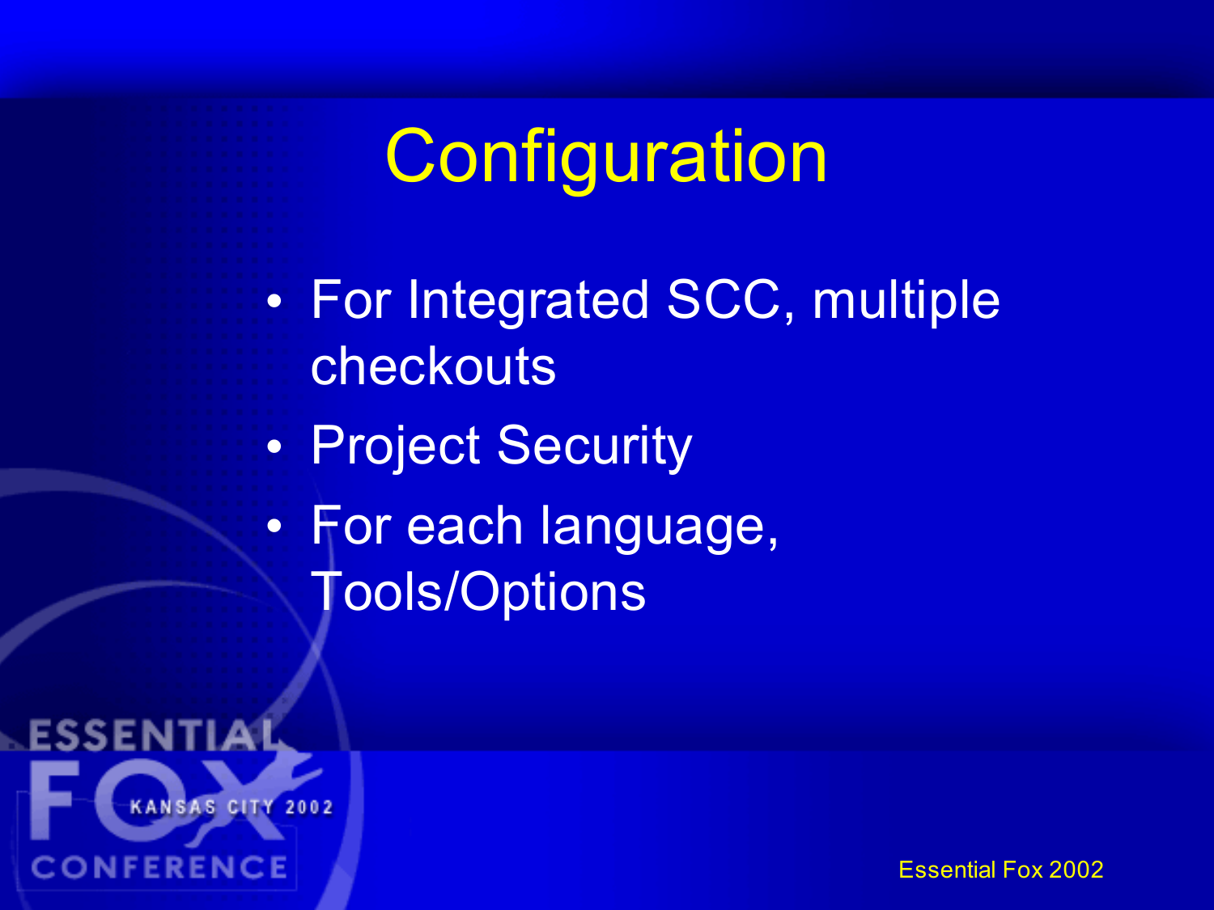# Configuration

- For Integrated SCC, multiple checkouts
- Project Security
- For each language, Tools/Options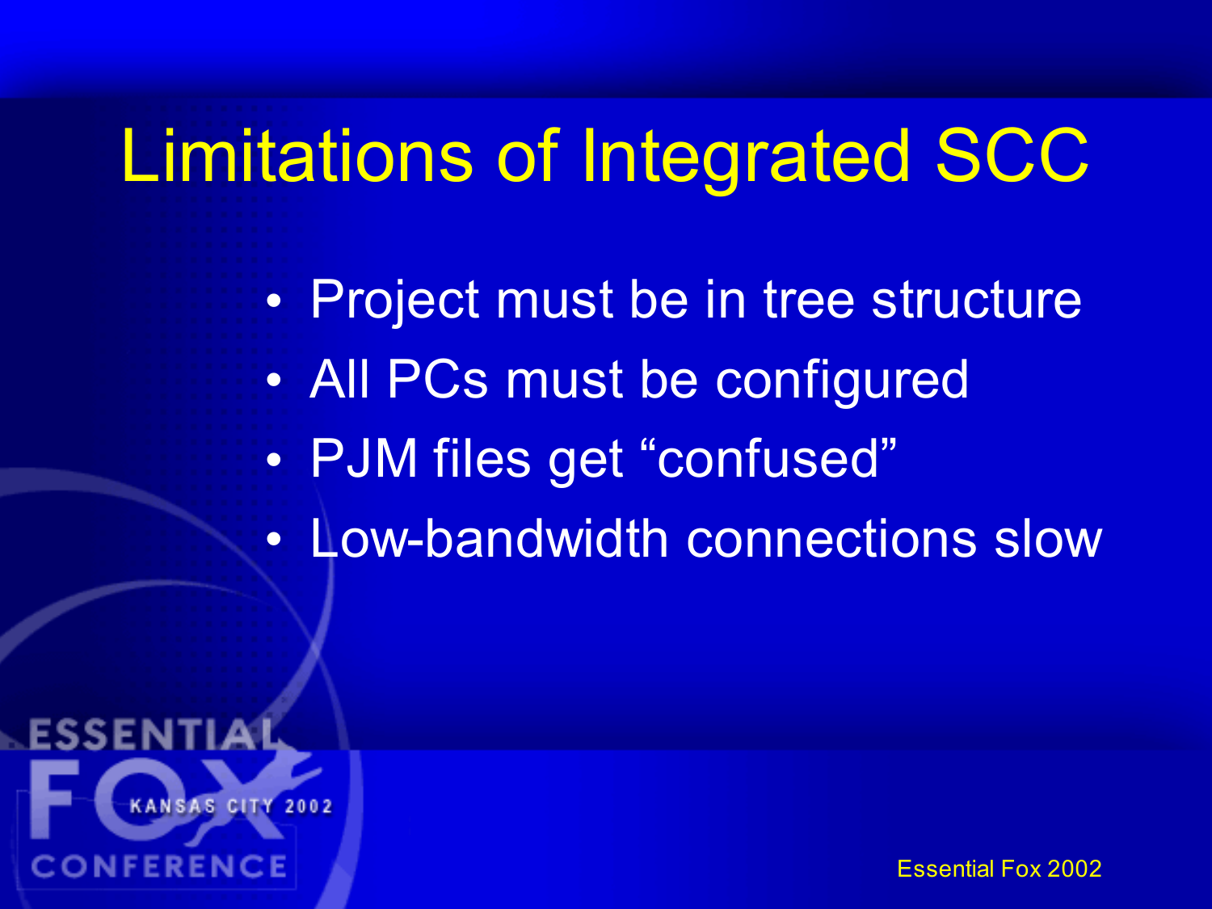# Limitations of Integrated SCC

- Project must be in tree structure
- All PCs must be configured
- PJM files get “confused”
- Low-bandwidth connections slow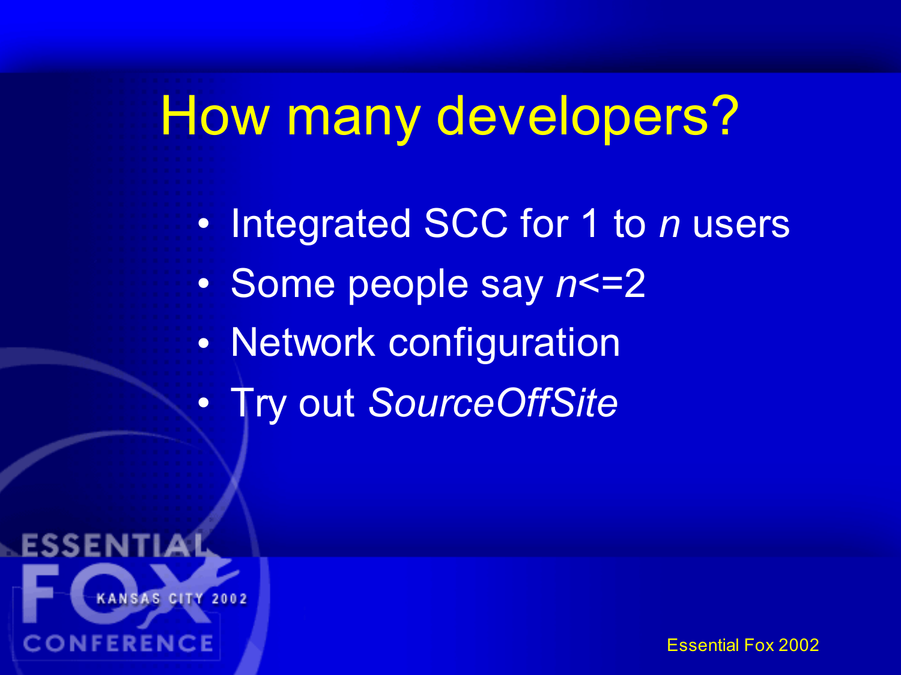# How many developers?

- Integrated SCC for 1 to *n* users
- Some people say *n*<=2
- Network configuration
- Try out *SourceOffSite*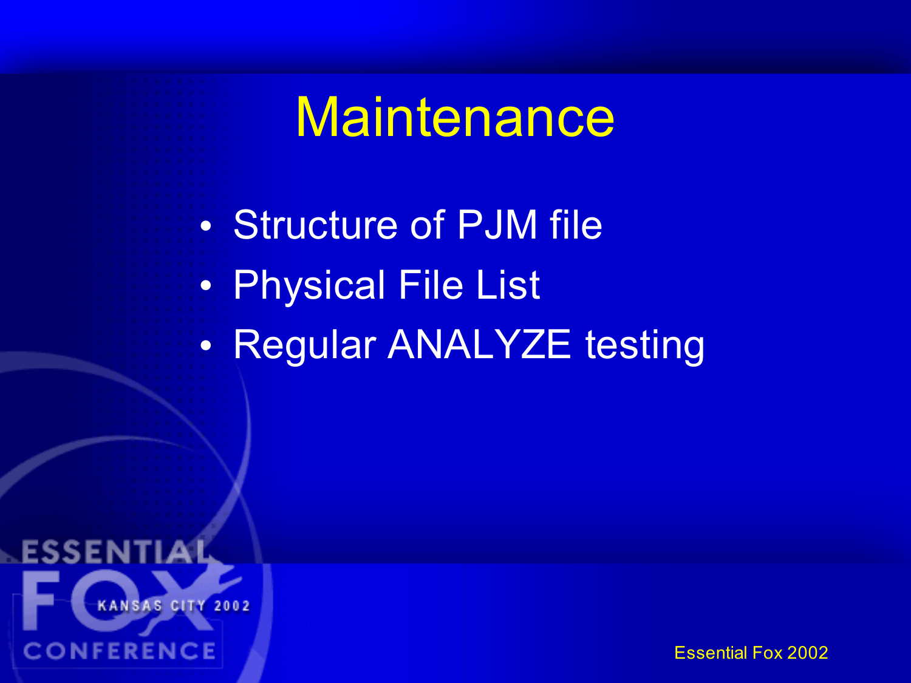# Maintenance

- Structure of PJM file
- Physical File List
- Regular ANALYZE testing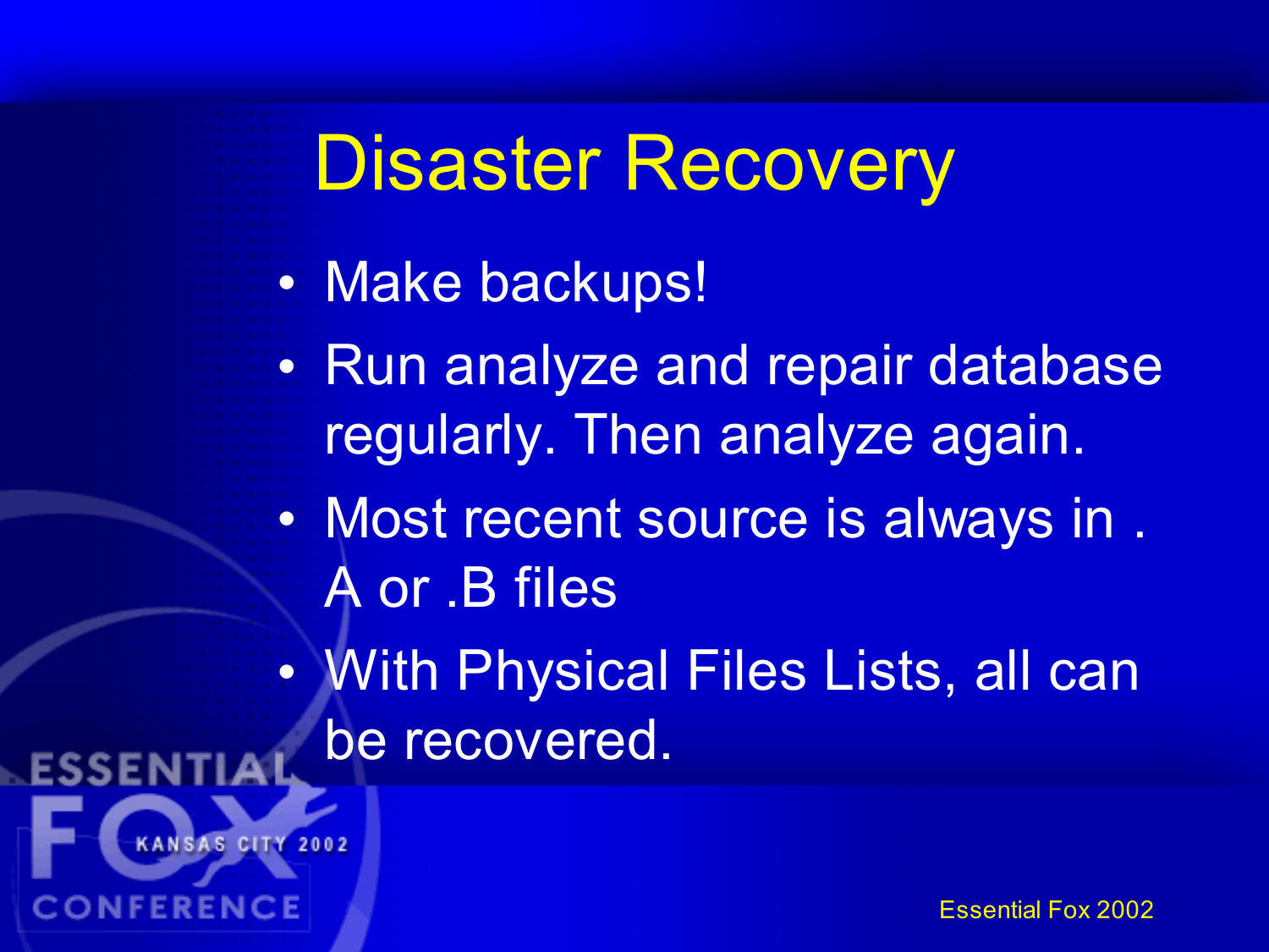# Disaster Recovery

- Make backups!
- Run analyze and repair database regularly. Then analyze again.
- Most recent source is always in .A or .B files
- With Physical Files Lists, all can be recovered.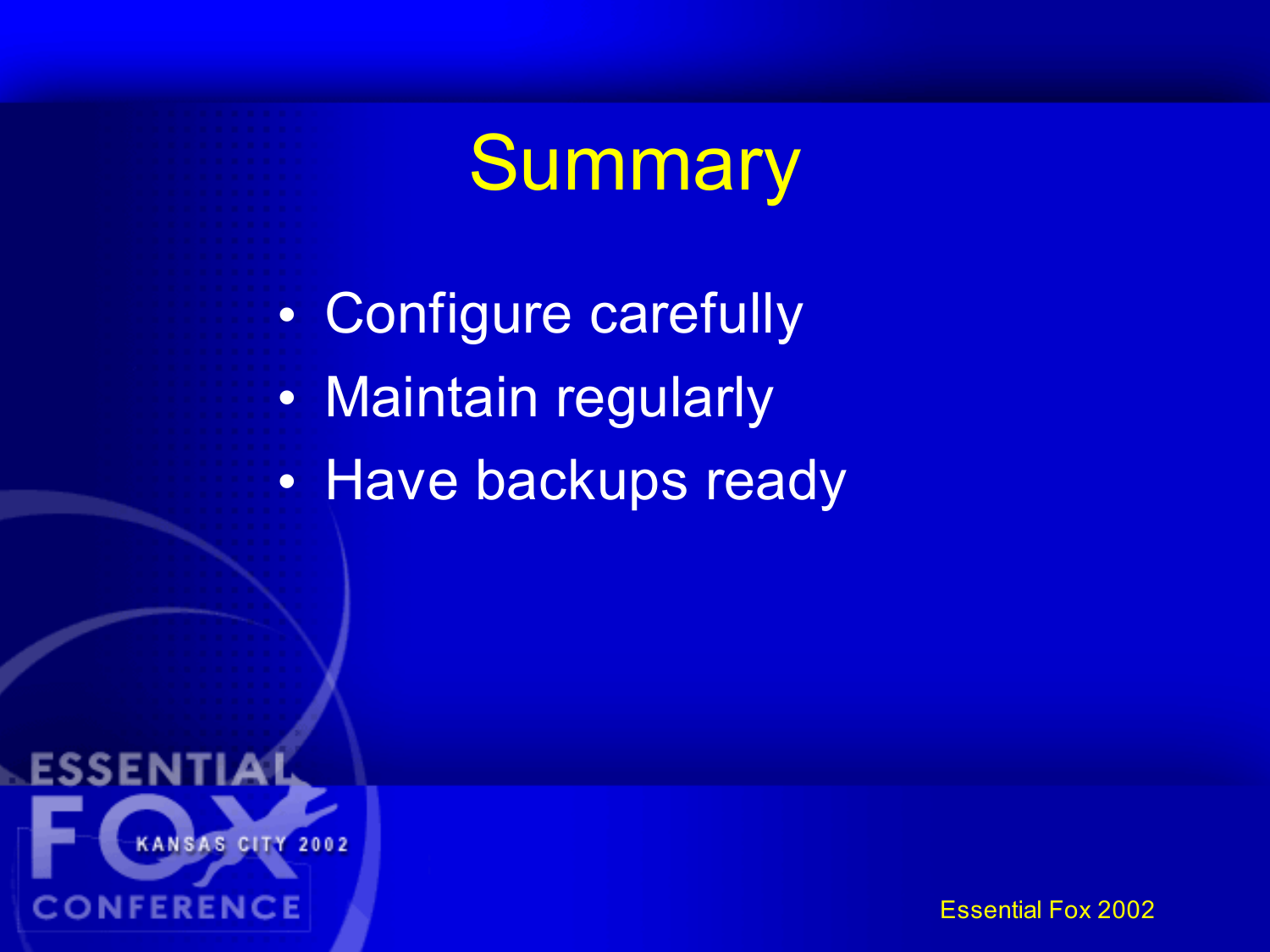# Summary

- Configure carefully
- Maintain regularly
- Have backups ready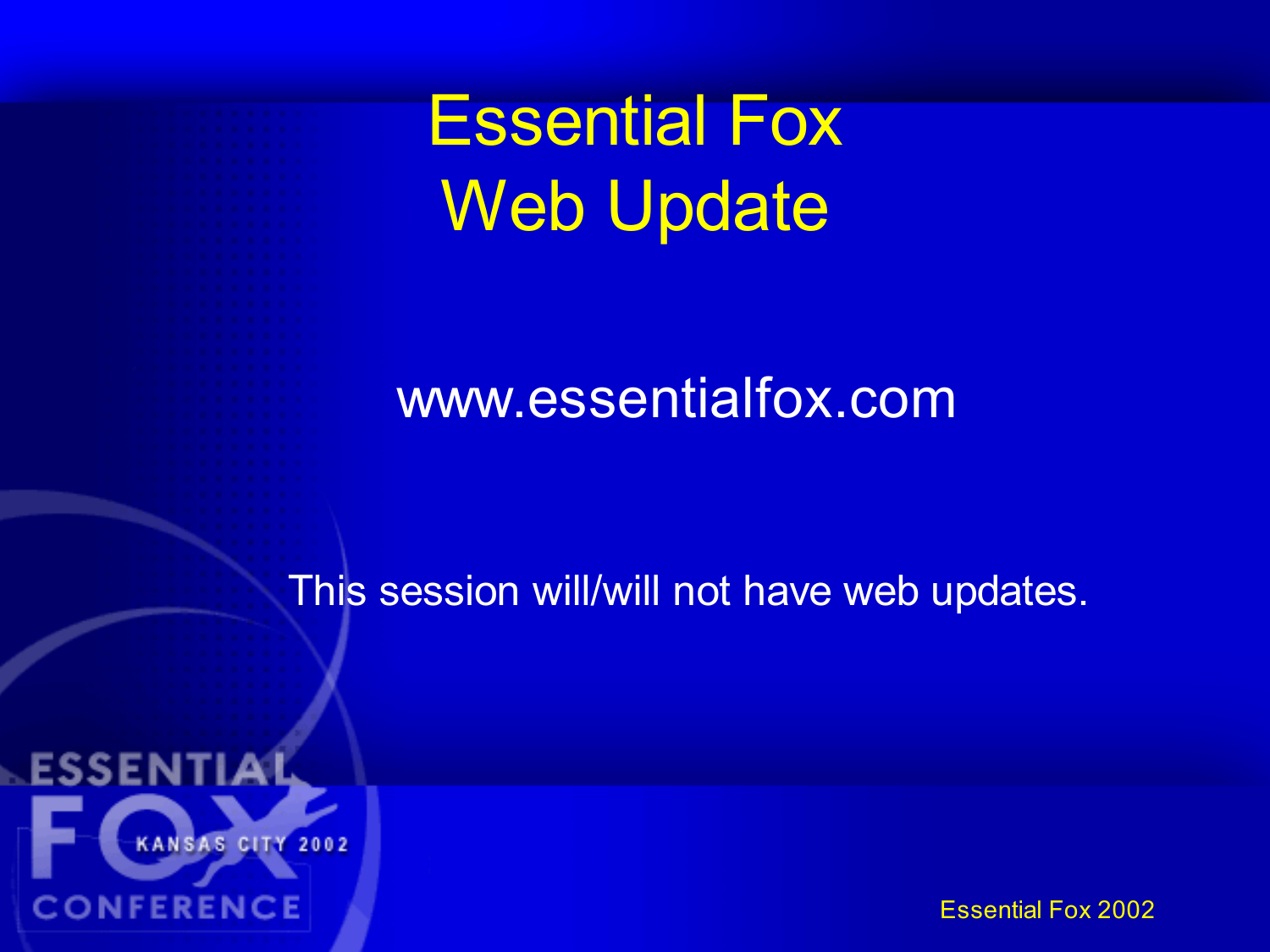# Essential Fox Web Update

www.essentialfox.com

This session will/will not have web updates.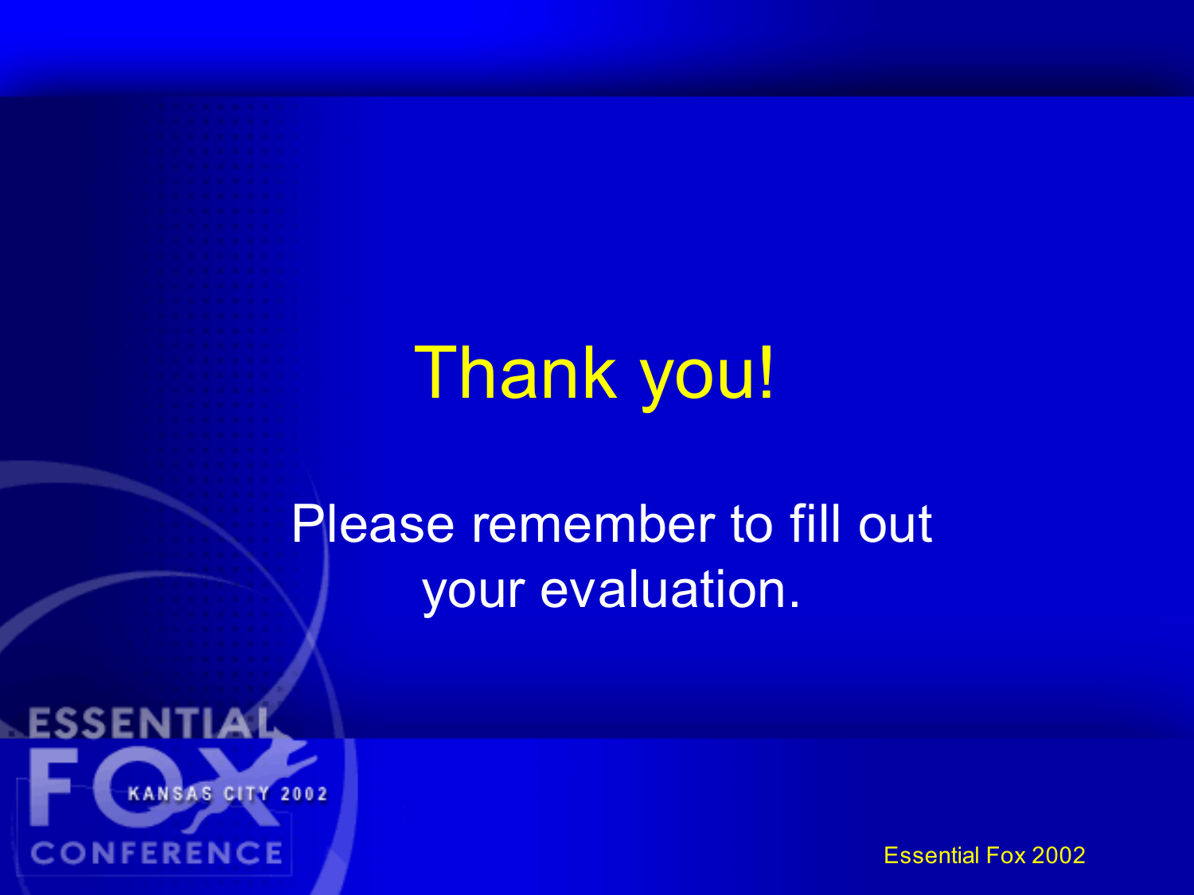# Thank you!

Please remember to fill out your evaluation.